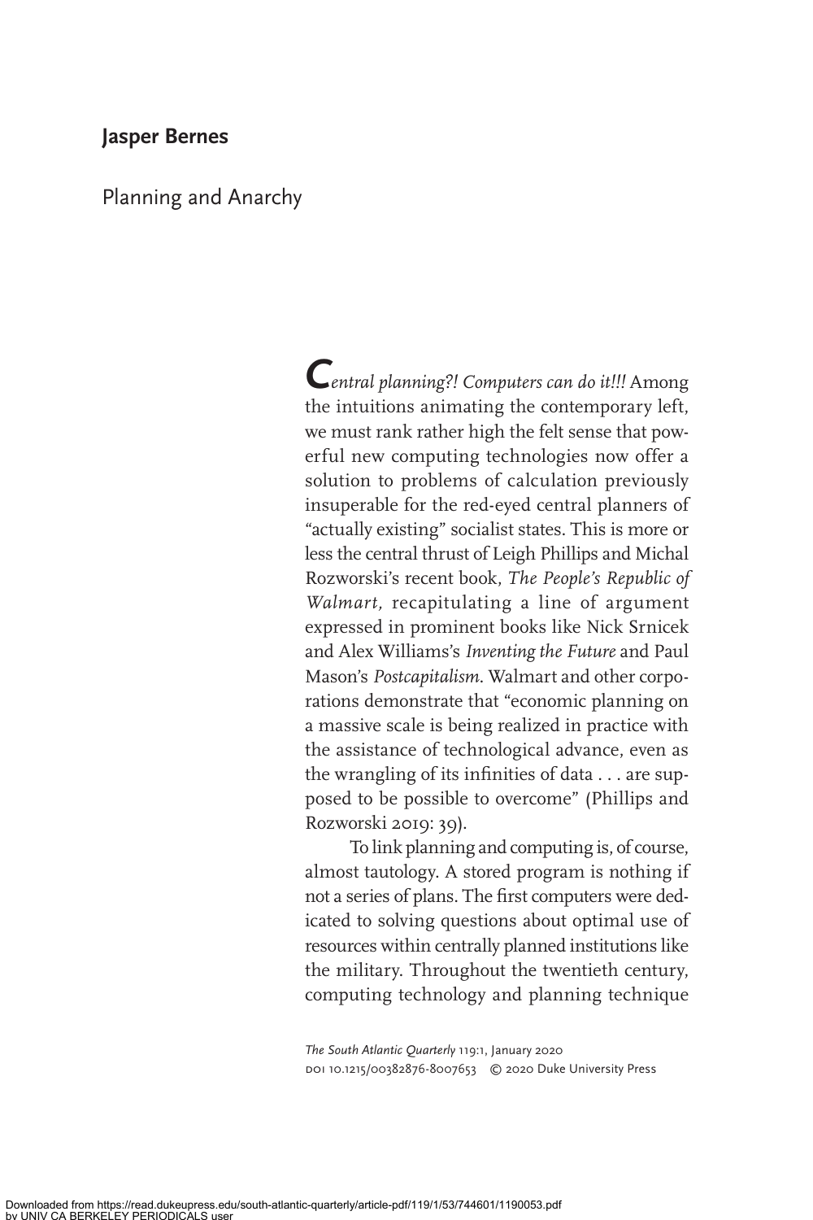**Jasper Bernes**

# Planning and Anarchy

*Central planning?! Computers can do it!!!* Among the intuitions animating the contemporary left, we must rank rather high the felt sense that powerful new computing technologies now offer a solution to problems of calculation previously insuperable for the red-eyed central planners of "actually existing" socialist states. This is more or less the central thrust of Leigh Phillips and Michal Rozworski's recent book, *The People's Republic of Walmart,* recapitulating a line of argument expressed in prominent books like Nick Srnicek and Alex Williams's *Inventing the Future* and Paul Mason's *Postcapitalism*. Walmart and other corporations demonstrate that "economic planning on a massive scale is being realized in practice with the assistance of technological advance, even as the wrangling of its infinities of data . . . are supposed to be possible to overcome" (Phillips and Rozworski 2019: 39).

To link planning and computing is, of course, almost tautology. A stored program is nothing if not a series of plans. The first computers were dedicated to solving questions about optimal use of resources within centrally planned institutions like the military. Throughout the twentieth century, computing technology and planning technique

*The South Atlantic Quarterly* 119:1, January 2020
doi 10.1215/00382876-8007653 © 2020 Duke University Press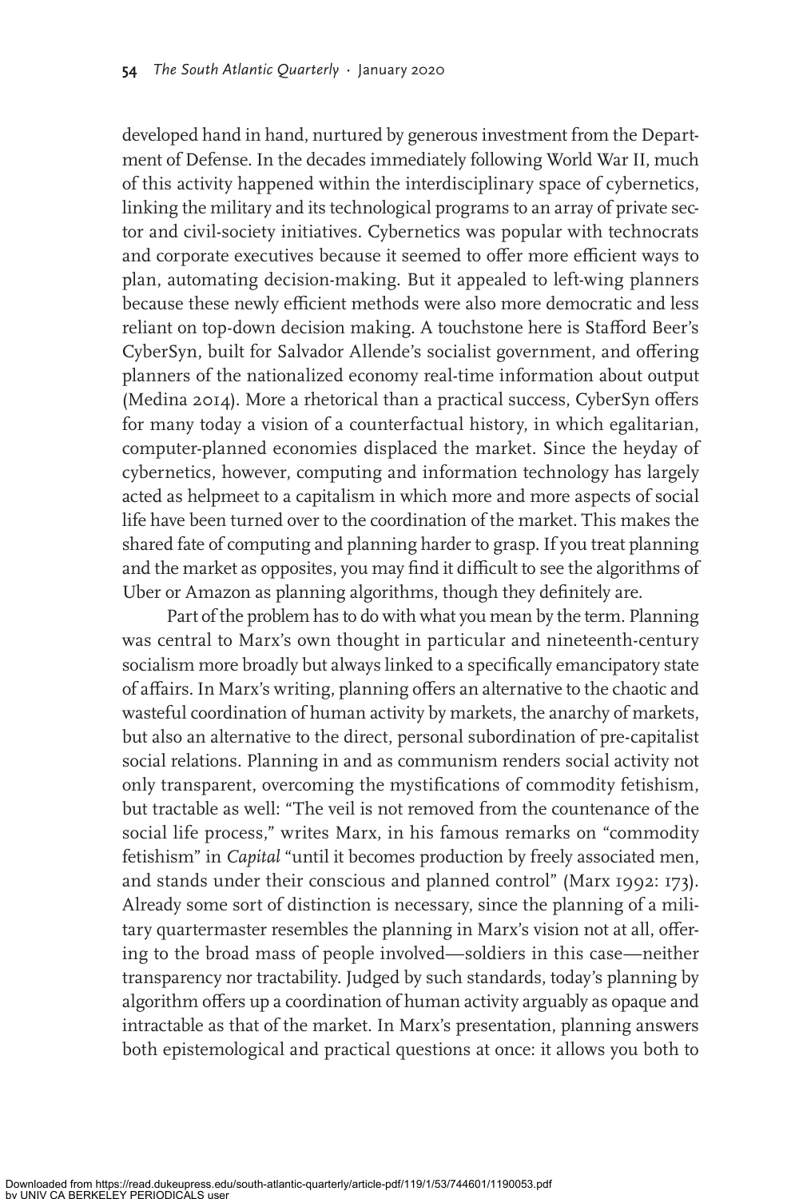developed hand in hand, nurtured by generous investment from the Department of Defense. In the decades immediately following World War II, much of this activity happened within the interdisciplinary space of cybernetics, linking the military and its technological programs to an array of private sector and civil-society initiatives. Cybernetics was popular with technocrats and corporate executives because it seemed to offer more efficient ways to plan, automating decision-making. But it appealed to left-wing planners because these newly efficient methods were also more democratic and less reliant on top-down decision making. A touchstone here is Stafford Beer's CyberSyn, built for Salvador Allende's socialist government, and offering planners of the nationalized economy real-time information about output (Medina 2014). More a rhetorical than a practical success, CyberSyn offers for many today a vision of a counterfactual history, in which egalitarian, computer-planned economies displaced the market. Since the heyday of cybernetics, however, computing and information technology has largely acted as helpmeet to a capitalism in which more and more aspects of social life have been turned over to the coordination of the market. This makes the shared fate of computing and planning harder to grasp. If you treat planning and the market as opposites, you may find it difficult to see the algorithms of Uber or Amazon as planning algorithms, though they definitely are.

Part of the problem has to do with what you mean by the term. Planning was central to Marx's own thought in particular and nineteenth-century socialism more broadly but always linked to a specifically emancipatory state of affairs. In Marx's writing, planning offers an alternative to the chaotic and wasteful coordination of human activity by markets, the anarchy of markets, but also an alternative to the direct, personal subordination of pre-capitalist social relations. Planning in and as communism renders social activity not only transparent, overcoming the mystifications of commodity fetishism, but tractable as well: "The veil is not removed from the countenance of the social life process," writes Marx, in his famous remarks on "commodity fetishism" in *Capital* "until it becomes production by freely associated men, and stands under their conscious and planned control" (Marx 1992: 173). Already some sort of distinction is necessary, since the planning of a military quartermaster resembles the planning in Marx's vision not at all, offering to the broad mass of people involved—soldiers in this case—neither transparency nor tractability. Judged by such standards, today's planning by algorithm offers up a coordination of human activity arguably as opaque and intractable as that of the market. In Marx's presentation, planning answers both epistemological and practical questions at once: it allows you both to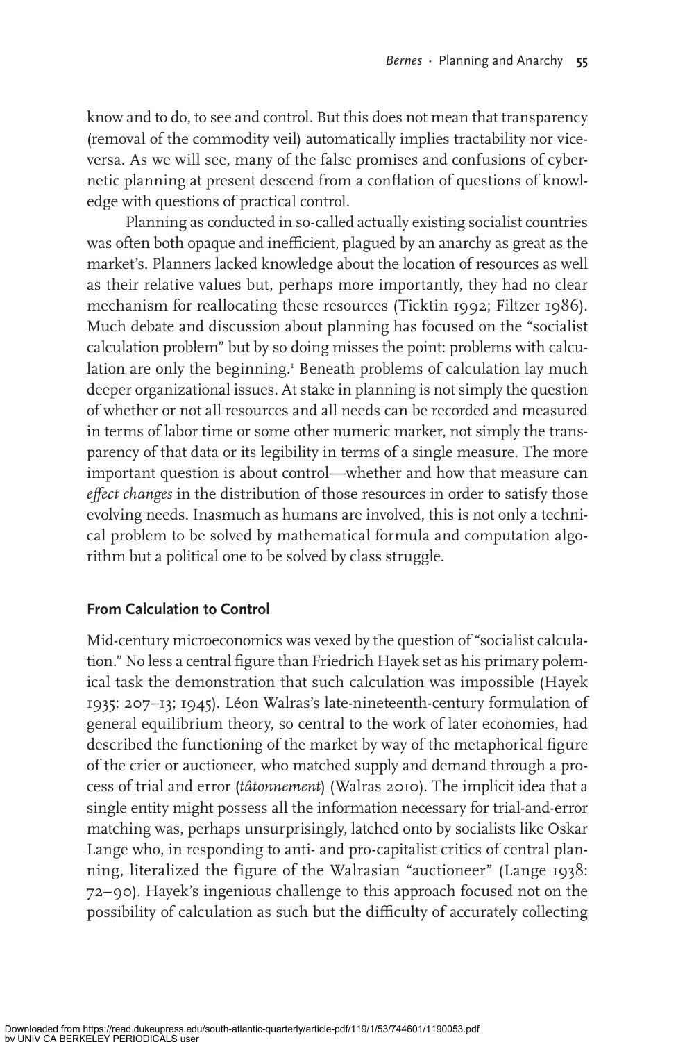know and to do, to see and control. But this does not mean that transparency (removal of the commodity veil) automatically implies tractability nor vice-versa. As we will see, many of the false promises and confusions of cybernetic planning at present descend from a conflation of questions of knowledge with questions of practical control.

Planning as conducted in so-called actually existing socialist countries was often both opaque and inefficient, plagued by an anarchy as great as the market's. Planners lacked knowledge about the location of resources as well as their relative values but, perhaps more importantly, they had no clear mechanism for reallocating these resources (Ticktin 1992; Filtzer 1986). Much debate and discussion about planning has focused on the "socialist calculation problem" but by so doing misses the point: problems with calculation are only the beginning.[1] Beneath problems of calculation lay much deeper organizational issues. At stake in planning is not simply the question of whether or not all resources and all needs can be recorded and measured in terms of labor time or some other numeric marker, not simply the transparency of that data or its legibility in terms of a single measure. The more important question is about control—whether and how that measure can *effect changes* in the distribution of those resources in order to satisfy those evolving needs. Inasmuch as humans are involved, this is not only a technical problem to be solved by mathematical formula and computation algorithm but a political one to be solved by class struggle.

### From Calculation to Control

Mid-century microeconomics was vexed by the question of "socialist calculation." No less a central figure than Friedrich Hayek set as his primary polemical task the demonstration that such calculation was impossible (Hayek 1935: 207–13; 1945). Léon Walras's late-nineteenth-century formulation of general equilibrium theory, so central to the work of later economies, had described the functioning of the market by way of the metaphorical figure of the crier or auctioneer, who matched supply and demand through a process of trial and error (*tâtonnement*) (Walras 2010). The implicit idea that a single entity might possess all the information necessary for trial-and-error matching was, perhaps unsurprisingly, latched onto by socialists like Oskar Lange who, in responding to anti- and pro-capitalist critics of central planning, literalized the figure of the Walrasian "auctioneer" (Lange 1938: 72–90). Hayek's ingenious challenge to this approach focused not on the possibility of calculation as such but the difficulty of accurately collecting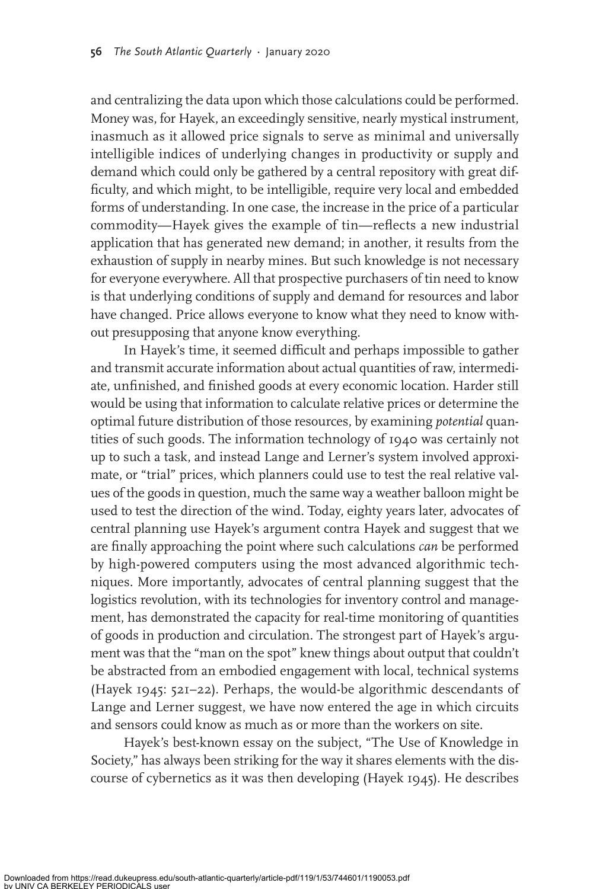and centralizing the data upon which those calculations could be performed. Money was, for Hayek, an exceedingly sensitive, nearly mystical instrument, inasmuch as it allowed price signals to serve as minimal and universally intelligible indices of underlying changes in productivity or supply and demand which could only be gathered by a central repository with great difficulty, and which might, to be intelligible, require very local and embedded forms of understanding. In one case, the increase in the price of a particular commodity—Hayek gives the example of tin—reflects a new industrial application that has generated new demand; in another, it results from the exhaustion of supply in nearby mines. But such knowledge is not necessary for everyone everywhere. All that prospective purchasers of tin need to know is that underlying conditions of supply and demand for resources and labor have changed. Price allows everyone to know what they need to know without presupposing that anyone know everything.

In Hayek's time, it seemed difficult and perhaps impossible to gather and transmit accurate information about actual quantities of raw, intermediate, unfinished, and finished goods at every economic location. Harder still would be using that information to calculate relative prices or determine the optimal future distribution of those resources, by examining *potential* quantities of such goods. The information technology of 1940 was certainly not up to such a task, and instead Lange and Lerner's system involved approximate, or "trial" prices, which planners could use to test the real relative values of the goods in question, much the same way a weather balloon might be used to test the direction of the wind. Today, eighty years later, advocates of central planning use Hayek's argument contra Hayek and suggest that we are finally approaching the point where such calculations *can* be performed by high-powered computers using the most advanced algorithmic techniques. More importantly, advocates of central planning suggest that the logistics revolution, with its technologies for inventory control and management, has demonstrated the capacity for real-time monitoring of quantities of goods in production and circulation. The strongest part of Hayek's argument was that the "man on the spot" knew things about output that couldn't be abstracted from an embodied engagement with local, technical systems (Hayek 1945: 521–22). Perhaps, the would-be algorithmic descendants of Lange and Lerner suggest, we have now entered the age in which circuits and sensors could know as much as or more than the workers on site.

Hayek's best-known essay on the subject, "The Use of Knowledge in Society," has always been striking for the way it shares elements with the discourse of cybernetics as it was then developing (Hayek 1945). He describes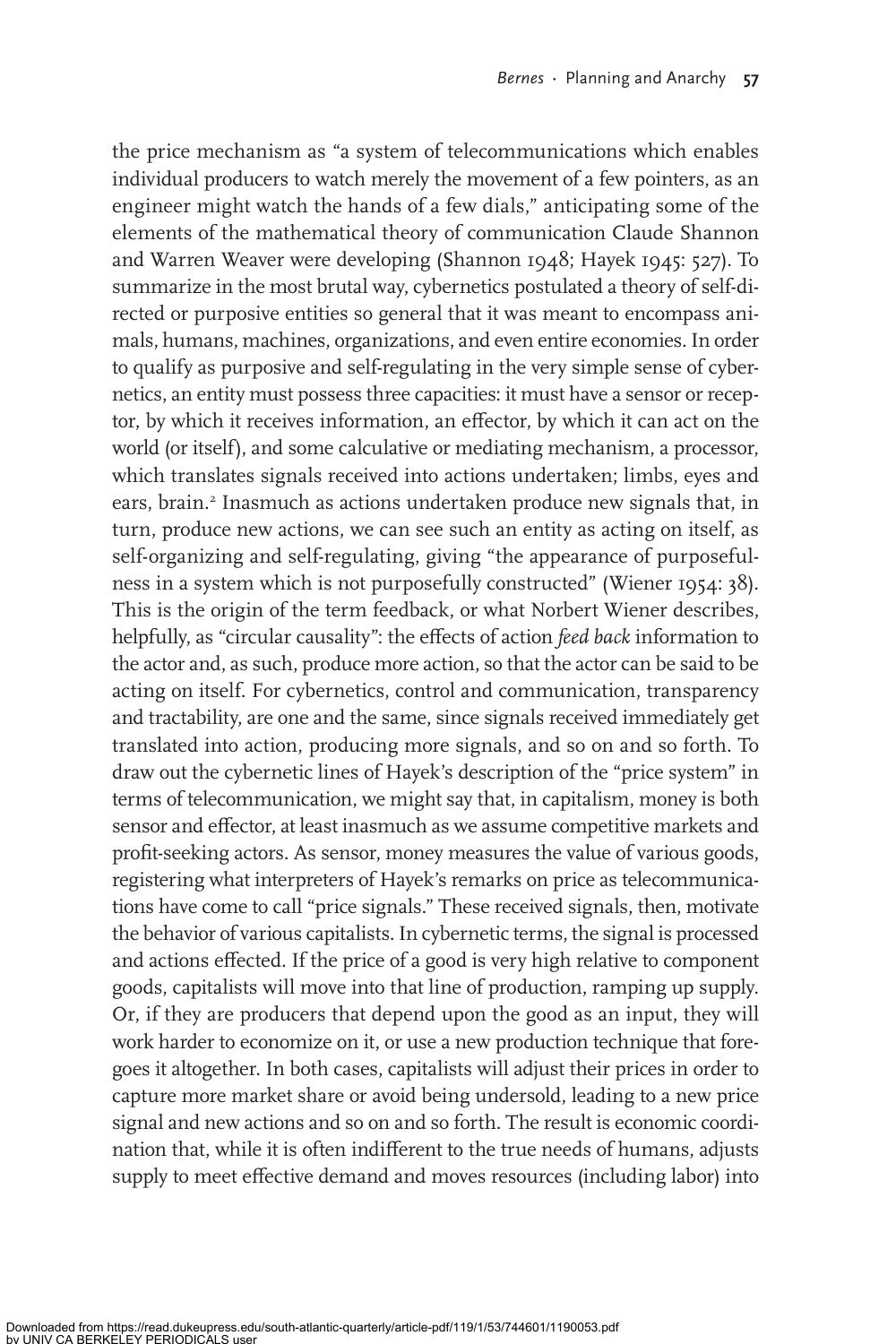the price mechanism as "a system of telecommunications which enables individual producers to watch merely the movement of a few pointers, as an engineer might watch the hands of a few dials," anticipating some of the elements of the mathematical theory of communication Claude Shannon and Warren Weaver were developing (Shannon 1948; Hayek 1945: 527). To summarize in the most brutal way, cybernetics postulated a theory of self-directed or purposive entities so general that it was meant to encompass animals, humans, machines, organizations, and even entire economies. In order to qualify as purposive and self-regulating in the very simple sense of cybernetics, an entity must possess three capacities: it must have a sensor or receptor, by which it receives information, an effector, by which it can act on the world (or itself), and some calculative or mediating mechanism, a processor, which translates signals received into actions undertaken; limbs, eyes and ears, brain.[2] Inasmuch as actions undertaken produce new signals that, in turn, produce new actions, we can see such an entity as acting on itself, as self-organizing and self-regulating, giving "the appearance of purposefulness in a system which is not purposefully constructed" (Wiener 1954: 38). This is the origin of the term feedback, or what Norbert Wiener describes, helpfully, as "circular causality": the effects of action *feed back* information to the actor and, as such, produce more action, so that the actor can be said to be acting on itself. For cybernetics, control and communication, transparency and tractability, are one and the same, since signals received immediately get translated into action, producing more signals, and so on and so forth. To draw out the cybernetic lines of Hayek's description of the "price system" in terms of telecommunication, we might say that, in capitalism, money is both sensor and effector, at least inasmuch as we assume competitive markets and profit-seeking actors. As sensor, money measures the value of various goods, registering what interpreters of Hayek's remarks on price as telecommunications have come to call "price signals." These received signals, then, motivate the behavior of various capitalists. In cybernetic terms, the signal is processed and actions effected. If the price of a good is very high relative to component goods, capitalists will move into that line of production, ramping up supply. Or, if they are producers that depend upon the good as an input, they will work harder to economize on it, or use a new production technique that foregoes it altogether. In both cases, capitalists will adjust their prices in order to capture more market share or avoid being undersold, leading to a new price signal and new actions and so on and so forth. The result is economic coordination that, while it is often indifferent to the true needs of humans, adjusts supply to meet effective demand and moves resources (including labor) into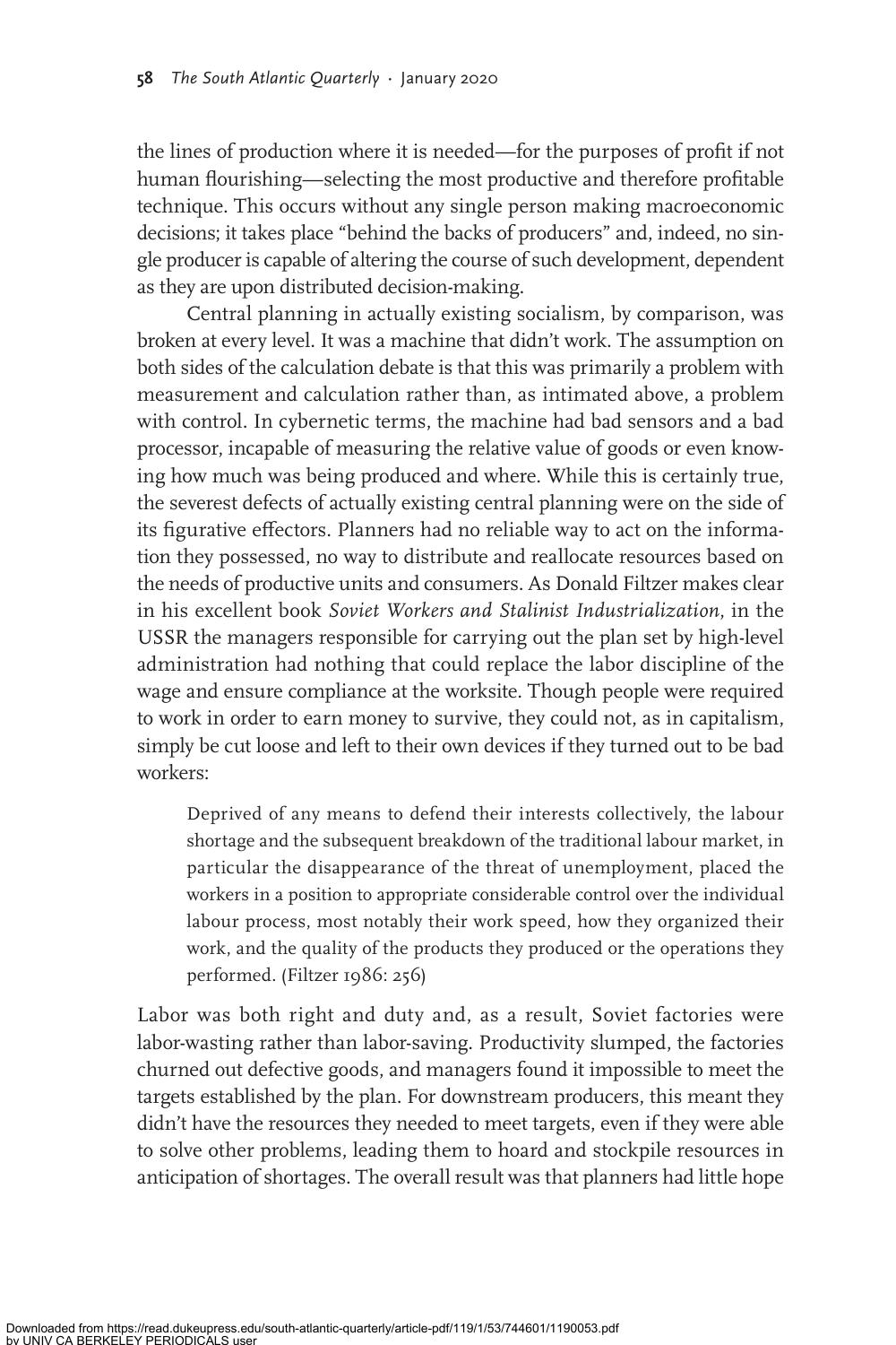the lines of production where it is needed—for the purposes of profit if not human flourishing—selecting the most productive and therefore profitable technique. This occurs without any single person making macroeconomic decisions; it takes place "behind the backs of producers" and, indeed, no single producer is capable of altering the course of such development, dependent as they are upon distributed decision-making.

Central planning in actually existing socialism, by comparison, was broken at every level. It was a machine that didn't work. The assumption on both sides of the calculation debate is that this was primarily a problem with measurement and calculation rather than, as intimated above, a problem with control. In cybernetic terms, the machine had bad sensors and a bad processor, incapable of measuring the relative value of goods or even knowing how much was being produced and where. While this is certainly true, the severest defects of actually existing central planning were on the side of its figurative effectors. Planners had no reliable way to act on the information they possessed, no way to distribute and reallocate resources based on the needs of productive units and consumers. As Donald Filtzer makes clear in his excellent book *Soviet Workers and Stalinist Industrialization*, in the USSR the managers responsible for carrying out the plan set by high-level administration had nothing that could replace the labor discipline of the wage and ensure compliance at the worksite. Though people were required to work in order to earn money to survive, they could not, as in capitalism, simply be cut loose and left to their own devices if they turned out to be bad workers:

> Deprived of any means to defend their interests collectively, the labour shortage and the subsequent breakdown of the traditional labour market, in particular the disappearance of the threat of unemployment, placed the workers in a position to appropriate considerable control over the individual labour process, most notably their work speed, how they organized their work, and the quality of the products they produced or the operations they performed. (Filtzer 1986: 256)

Labor was both right and duty and, as a result, Soviet factories were labor-wasting rather than labor-saving. Productivity slumped, the factories churned out defective goods, and managers found it impossible to meet the targets established by the plan. For downstream producers, this meant they didn't have the resources they needed to meet targets, even if they were able to solve other problems, leading them to hoard and stockpile resources in anticipation of shortages. The overall result was that planners had little hope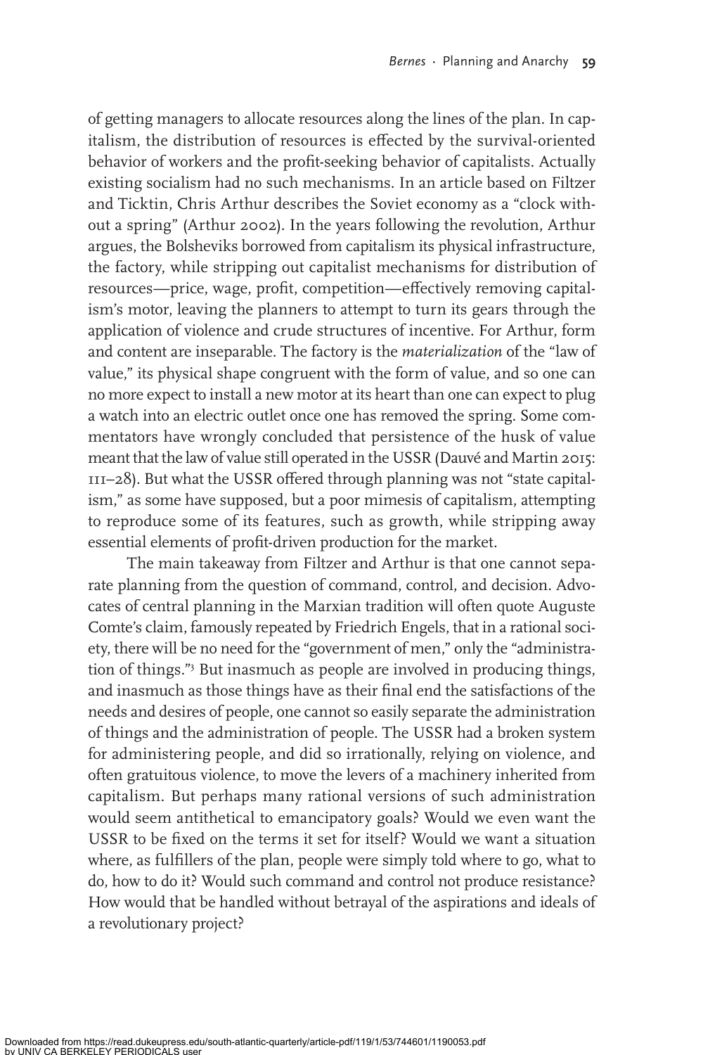of getting managers to allocate resources along the lines of the plan. In capitalism, the distribution of resources is effected by the survival-oriented behavior of workers and the profit-seeking behavior of capitalists. Actually existing socialism had no such mechanisms. In an article based on Filtzer and Ticktin, Chris Arthur describes the Soviet economy as a "clock without a spring" (Arthur 2002). In the years following the revolution, Arthur argues, the Bolsheviks borrowed from capitalism its physical infrastructure, the factory, while stripping out capitalist mechanisms for distribution of resources—price, wage, profit, competition—effectively removing capitalism's motor, leaving the planners to attempt to turn its gears through the application of violence and crude structures of incentive. For Arthur, form and content are inseparable. The factory is the *materialization* of the "law of value," its physical shape congruent with the form of value, and so one can no more expect to install a new motor at its heart than one can expect to plug a watch into an electric outlet once one has removed the spring. Some commentators have wrongly concluded that persistence of the husk of value meant that the law of value still operated in the USSR (Dauvé and Martin 2015: 111–28). But what the USSR offered through planning was not "state capitalism," as some have supposed, but a poor mimesis of capitalism, attempting to reproduce some of its features, such as growth, while stripping away essential elements of profit-driven production for the market.

The main takeaway from Filtzer and Arthur is that one cannot separate planning from the question of command, control, and decision. Advocates of central planning in the Marxian tradition will often quote Auguste Comte's claim, famously repeated by Friedrich Engels, that in a rational society, there will be no need for the "government of men," only the "administration of things."[3] But inasmuch as people are involved in producing things, and inasmuch as those things have as their final end the satisfactions of the needs and desires of people, one cannot so easily separate the administration of things and the administration of people. The USSR had a broken system for administering people, and did so irrationally, relying on violence, and often gratuitous violence, to move the levers of a machinery inherited from capitalism. But perhaps many rational versions of such administration would seem antithetical to emancipatory goals? Would we even want the USSR to be fixed on the terms it set for itself? Would we want a situation where, as fulfillers of the plan, people were simply told where to go, what to do, how to do it? Would such command and control not produce resistance? How would that be handled without betrayal of the aspirations and ideals of a revolutionary project?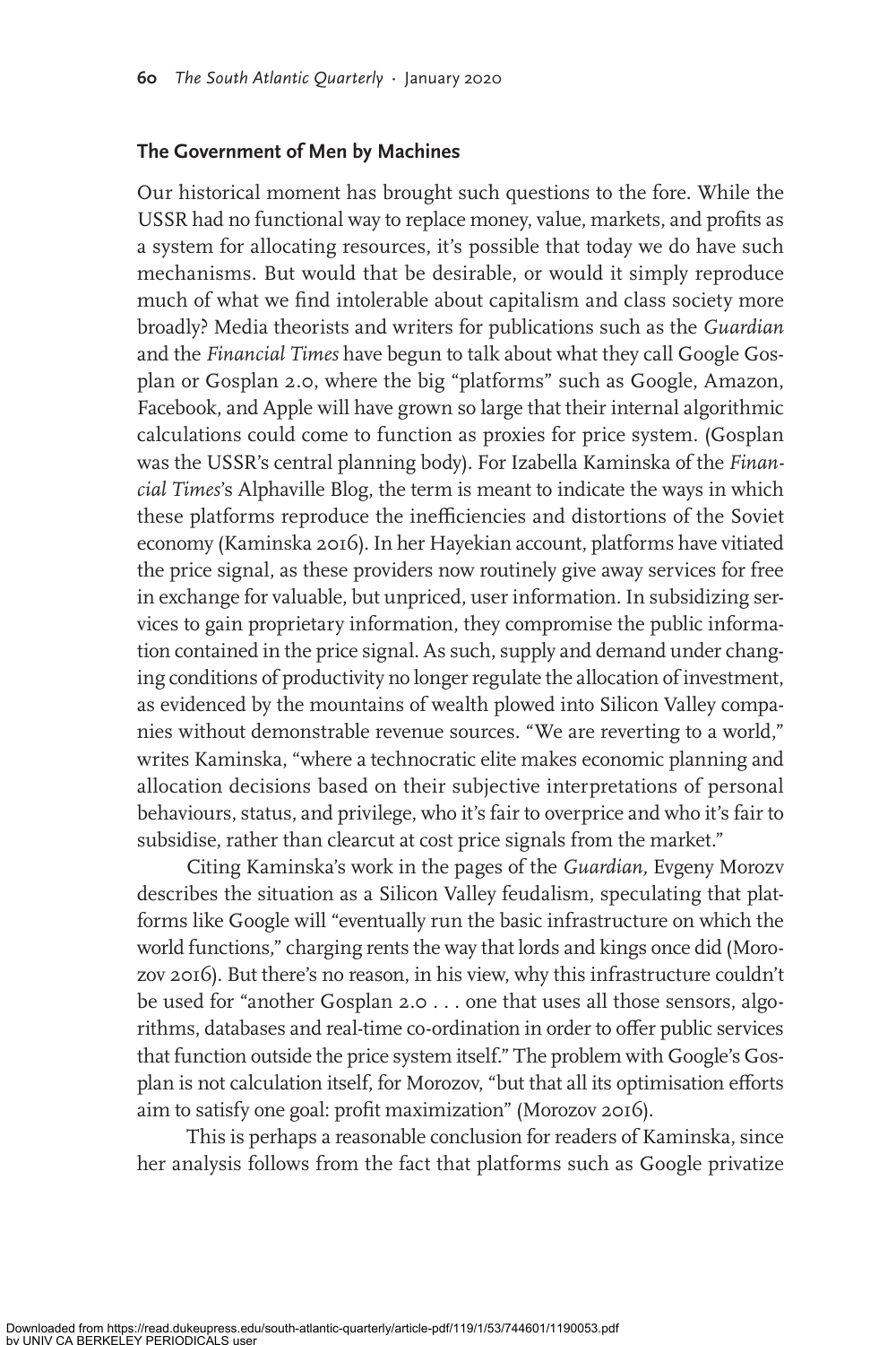## The Government of Men by Machines

Our historical moment has brought such questions to the fore. While the USSR had no functional way to replace money, value, markets, and profits as a system for allocating resources, it's possible that today we do have such mechanisms. But would that be desirable, or would it simply reproduce much of what we find intolerable about capitalism and class society more broadly? Media theorists and writers for publications such as the *Guardian* and the *Financial Times* have begun to talk about what they call Google Gosplan or Gosplan 2.0, where the big "platforms" such as Google, Amazon, Facebook, and Apple will have grown so large that their internal algorithmic calculations could come to function as proxies for price system. (Gosplan was the USSR's central planning body). For Izabella Kaminska of the *Financial Times*'s Alphaville Blog, the term is meant to indicate the ways in which these platforms reproduce the inefficiencies and distortions of the Soviet economy (Kaminska 2016). In her Hayekian account, platforms have vitiated the price signal, as these providers now routinely give away services for free in exchange for valuable, but unpriced, user information. In subsidizing services to gain proprietary information, they compromise the public information contained in the price signal. As such, supply and demand under changing conditions of productivity no longer regulate the allocation of investment, as evidenced by the mountains of wealth plowed into Silicon Valley companies without demonstrable revenue sources. "We are reverting to a world," writes Kaminska, "where a technocratic elite makes economic planning and allocation decisions based on their subjective interpretations of personal behaviours, status, and privilege, who it's fair to overprice and who it's fair to subsidise, rather than clearcut at cost price signals from the market."

Citing Kaminska's work in the pages of the *Guardian,* Evgeny Morozv describes the situation as a Silicon Valley feudalism, speculating that platforms like Google will "eventually run the basic infrastructure on which the world functions," charging rents the way that lords and kings once did (Morozov 2016). But there's no reason, in his view, why this infrastructure couldn't be used for "another Gosplan 2.0 . . . one that uses all those sensors, algorithms, databases and real-time co-ordination in order to offer public services that function outside the price system itself." The problem with Google's Gosplan is not calculation itself, for Morozov, "but that all its optimisation efforts aim to satisfy one goal: profit maximization" (Morozov 2016).

This is perhaps a reasonable conclusion for readers of Kaminska, since her analysis follows from the fact that platforms such as Google privatize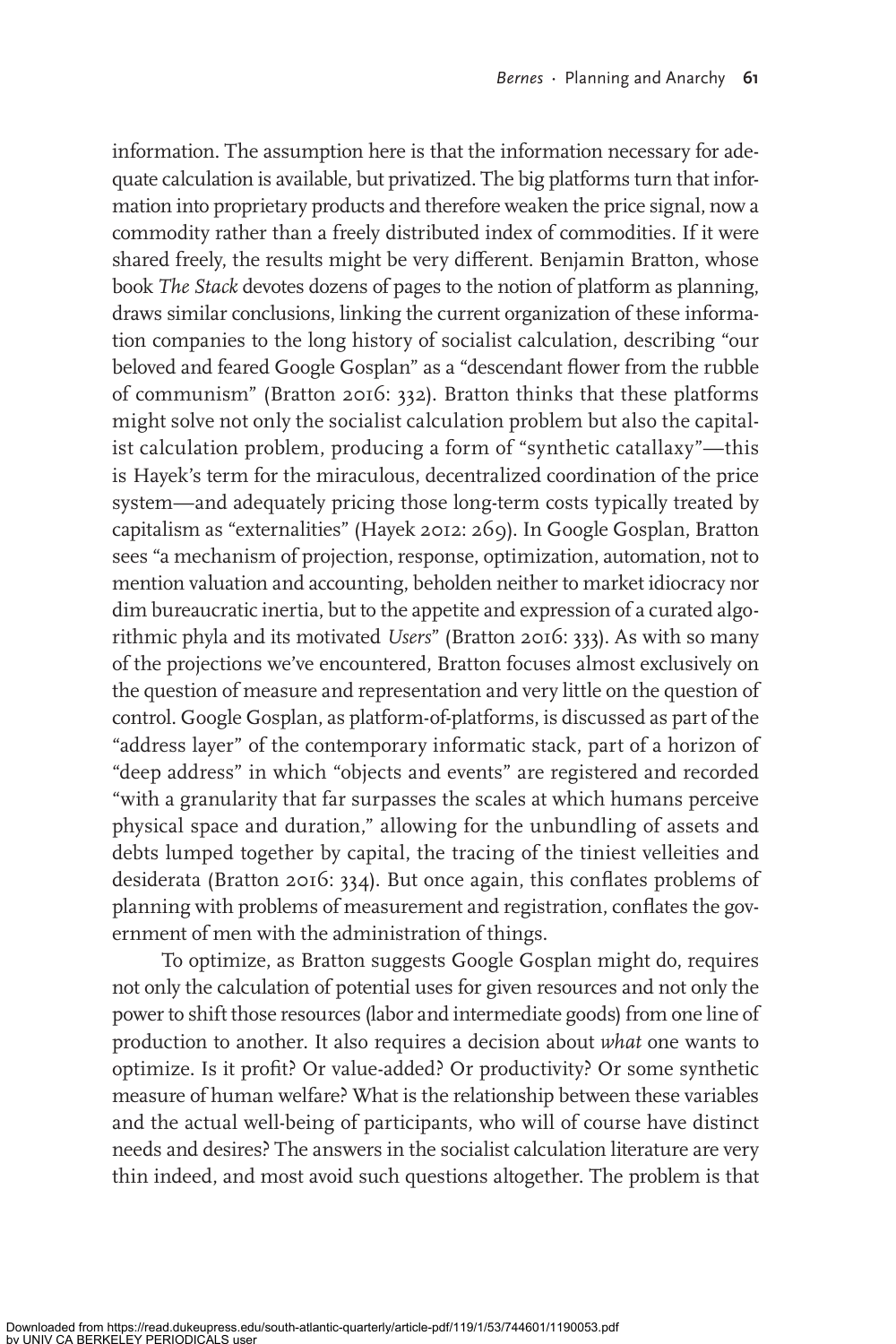information. The assumption here is that the information necessary for adequate calculation is available, but privatized. The big platforms turn that information into proprietary products and therefore weaken the price signal, now a commodity rather than a freely distributed index of commodities. If it were shared freely, the results might be very different. Benjamin Bratton, whose book *The Stack* devotes dozens of pages to the notion of platform as planning, draws similar conclusions, linking the current organization of these information companies to the long history of socialist calculation, describing "our beloved and feared Google Gosplan" as a "descendant flower from the rubble of communism" (Bratton 2016: 332). Bratton thinks that these platforms might solve not only the socialist calculation problem but also the capitalist calculation problem, producing a form of "synthetic catallaxy"—this is Hayek's term for the miraculous, decentralized coordination of the price system—and adequately pricing those long-term costs typically treated by capitalism as "externalities" (Hayek 2012: 269). In Google Gosplan, Bratton sees "a mechanism of projection, response, optimization, automation, not to mention valuation and accounting, beholden neither to market idiocracy nor dim bureaucratic inertia, but to the appetite and expression of a curated algorithmic phyla and its motivated *Users*" (Bratton 2016: 333). As with so many of the projections we've encountered, Bratton focuses almost exclusively on the question of measure and representation and very little on the question of control. Google Gosplan, as platform-of-platforms, is discussed as part of the "address layer" of the contemporary informatic stack, part of a horizon of "deep address" in which "objects and events" are registered and recorded "with a granularity that far surpasses the scales at which humans perceive physical space and duration," allowing for the unbundling of assets and debts lumped together by capital, the tracing of the tiniest velleities and desiderata (Bratton 2016: 334). But once again, this conflates problems of planning with problems of measurement and registration, conflates the government of men with the administration of things.

To optimize, as Bratton suggests Google Gosplan might do, requires not only the calculation of potential uses for given resources and not only the power to shift those resources (labor and intermediate goods) from one line of production to another. It also requires a decision about *what* one wants to optimize. Is it profit? Or value-added? Or productivity? Or some synthetic measure of human welfare? What is the relationship between these variables and the actual well-being of participants, who will of course have distinct needs and desires? The answers in the socialist calculation literature are very thin indeed, and most avoid such questions altogether. The problem is that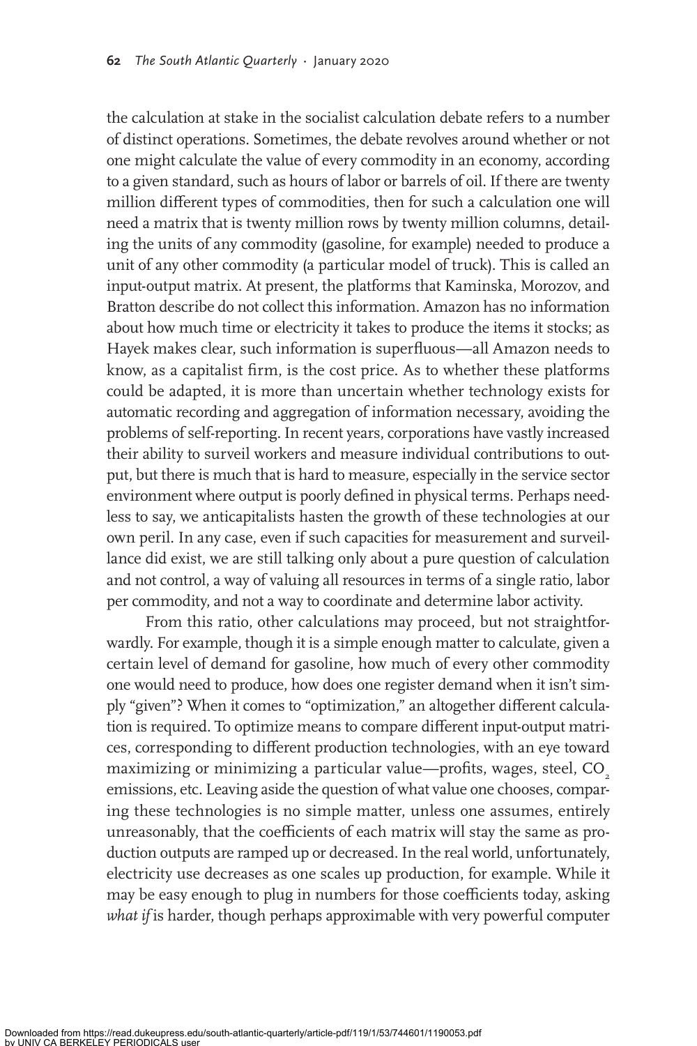the calculation at stake in the socialist calculation debate refers to a number of distinct operations. Sometimes, the debate revolves around whether or not one might calculate the value of every commodity in an economy, according to a given standard, such as hours of labor or barrels of oil. If there are twenty million different types of commodities, then for such a calculation one will need a matrix that is twenty million rows by twenty million columns, detailing the units of any commodity (gasoline, for example) needed to produce a unit of any other commodity (a particular model of truck). This is called an input-output matrix. At present, the platforms that Kaminska, Morozov, and Bratton describe do not collect this information. Amazon has no information about how much time or electricity it takes to produce the items it stocks; as Hayek makes clear, such information is superfluous—all Amazon needs to know, as a capitalist firm, is the cost price. As to whether these platforms could be adapted, it is more than uncertain whether technology exists for automatic recording and aggregation of information necessary, avoiding the problems of self-reporting. In recent years, corporations have vastly increased their ability to surveil workers and measure individual contributions to output, but there is much that is hard to measure, especially in the service sector environment where output is poorly defined in physical terms. Perhaps needless to say, we anticapitalists hasten the growth of these technologies at our own peril. In any case, even if such capacities for measurement and surveillance did exist, we are still talking only about a pure question of calculation and not control, a way of valuing all resources in terms of a single ratio, labor per commodity, and not a way to coordinate and determine labor activity.

From this ratio, other calculations may proceed, but not straightforwardly. For example, though it is a simple enough matter to calculate, given a certain level of demand for gasoline, how much of every other commodity one would need to produce, how does one register demand when it isn't simply "given"? When it comes to "optimization," an altogether different calculation is required. To optimize means to compare different input-output matrices, corresponding to different production technologies, with an eye toward maximizing or minimizing a particular value—profits, wages, steel, $CO_2$ emissions, etc. Leaving aside the question of what value one chooses, comparing these technologies is no simple matter, unless one assumes, entirely unreasonably, that the coefficients of each matrix will stay the same as production outputs are ramped up or decreased. In the real world, unfortunately, electricity use decreases as one scales up production, for example. While it may be easy enough to plug in numbers for those coefficients today, asking *what if* is harder, though perhaps approximable with very powerful computer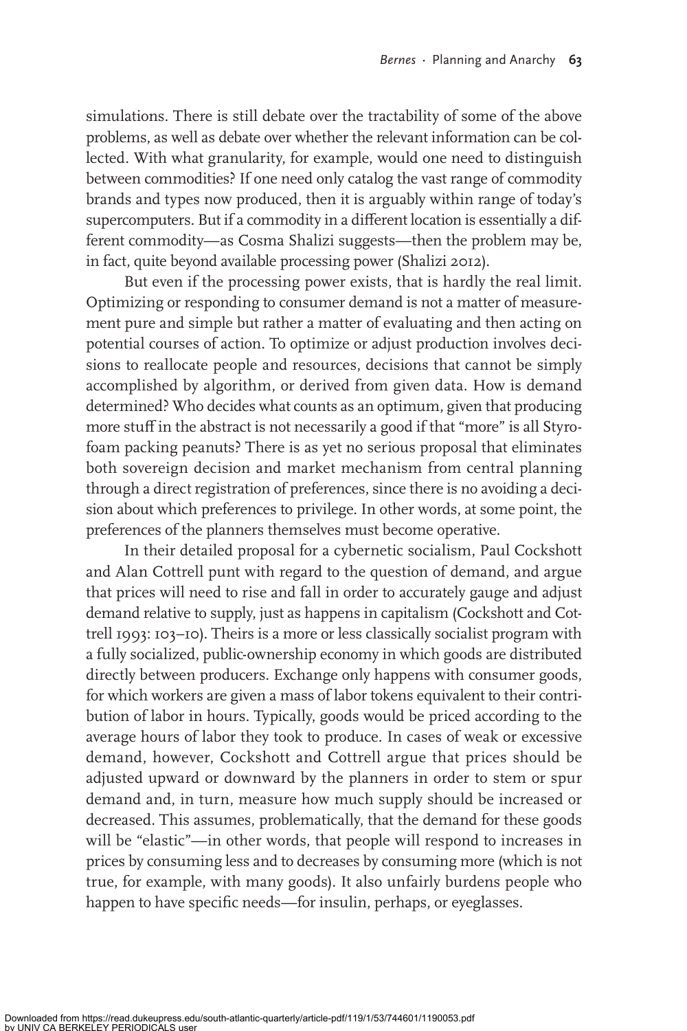simulations. There is still debate over the tractability of some of the above problems, as well as debate over whether the relevant information can be collected. With what granularity, for example, would one need to distinguish between commodities? If one need only catalog the vast range of commodity brands and types now produced, then it is arguably within range of today's supercomputers. But if a commodity in a different location is essentially a different commodity—as Cosma Shalizi suggests—then the problem may be, in fact, quite beyond available processing power (Shalizi 2012).

But even if the processing power exists, that is hardly the real limit. Optimizing or responding to consumer demand is not a matter of measurement pure and simple but rather a matter of evaluating and then acting on potential courses of action. To optimize or adjust production involves decisions to reallocate people and resources, decisions that cannot be simply accomplished by algorithm, or derived from given data. How is demand determined? Who decides what counts as an optimum, given that producing more stuff in the abstract is not necessarily a good if that "more" is all Styrofoam packing peanuts? There is as yet no serious proposal that eliminates both sovereign decision and market mechanism from central planning through a direct registration of preferences, since there is no avoiding a decision about which preferences to privilege. In other words, at some point, the preferences of the planners themselves must become operative.

In their detailed proposal for a cybernetic socialism, Paul Cockshott and Alan Cottrell punt with regard to the question of demand, and argue that prices will need to rise and fall in order to accurately gauge and adjust demand relative to supply, just as happens in capitalism (Cockshott and Cottrell 1993: 103–10). Theirs is a more or less classically socialist program with a fully socialized, public-ownership economy in which goods are distributed directly between producers. Exchange only happens with consumer goods, for which workers are given a mass of labor tokens equivalent to their contribution of labor in hours. Typically, goods would be priced according to the average hours of labor they took to produce. In cases of weak or excessive demand, however, Cockshott and Cottrell argue that prices should be adjusted upward or downward by the planners in order to stem or spur demand and, in turn, measure how much supply should be increased or decreased. This assumes, problematically, that the demand for these goods will be "elastic"—in other words, that people will respond to increases in prices by consuming less and to decreases by consuming more (which is not true, for example, with many goods). It also unfairly burdens people who happen to have specific needs—for insulin, perhaps, or eyeglasses.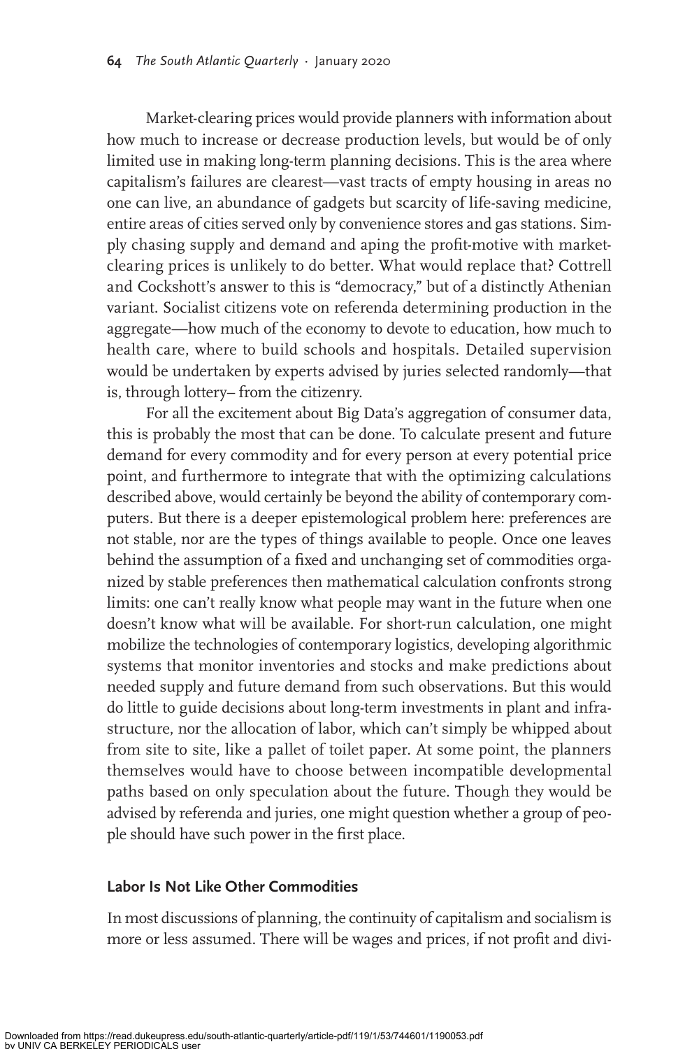Market-clearing prices would provide planners with information about how much to increase or decrease production levels, but would be of only limited use in making long-term planning decisions. This is the area where capitalism's failures are clearest—vast tracts of empty housing in areas no one can live, an abundance of gadgets but scarcity of life-saving medicine, entire areas of cities served only by convenience stores and gas stations. Simply chasing supply and demand and aping the profit-motive with market-clearing prices is unlikely to do better. What would replace that? Cottrell and Cockshott's answer to this is "democracy," but of a distinctly Athenian variant. Socialist citizens vote on referenda determining production in the aggregate—how much of the economy to devote to education, how much to health care, where to build schools and hospitals. Detailed supervision would be undertaken by experts advised by juries selected randomly—that is, through lottery– from the citizenry.

For all the excitement about Big Data's aggregation of consumer data, this is probably the most that can be done. To calculate present and future demand for every commodity and for every person at every potential price point, and furthermore to integrate that with the optimizing calculations described above, would certainly be beyond the ability of contemporary computers. But there is a deeper epistemological problem here: preferences are not stable, nor are the types of things available to people. Once one leaves behind the assumption of a fixed and unchanging set of commodities organized by stable preferences then mathematical calculation confronts strong limits: one can't really know what people may want in the future when one doesn't know what will be available. For short-run calculation, one might mobilize the technologies of contemporary logistics, developing algorithmic systems that monitor inventories and stocks and make predictions about needed supply and future demand from such observations. But this would do little to guide decisions about long-term investments in plant and infrastructure, nor the allocation of labor, which can't simply be whipped about from site to site, like a pallet of toilet paper. At some point, the planners themselves would have to choose between incompatible developmental paths based on only speculation about the future. Though they would be advised by referenda and juries, one might question whether a group of people should have such power in the first place.

### Labor Is Not Like Other Commodities

In most discussions of planning, the continuity of capitalism and socialism is more or less assumed. There will be wages and prices, if not profit and divi-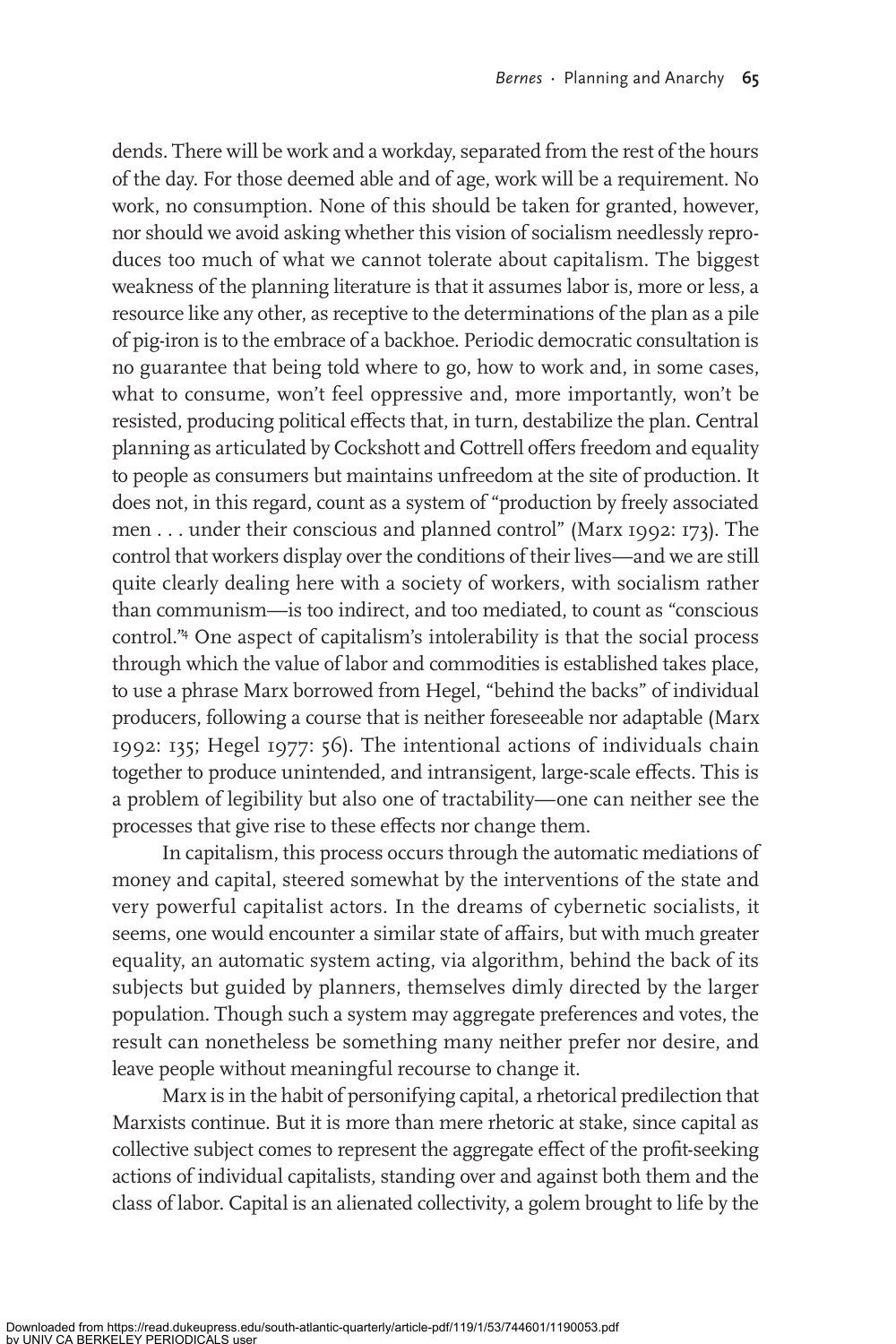dends. There will be work and a workday, separated from the rest of the hours of the day. For those deemed able and of age, work will be a requirement. No work, no consumption. None of this should be taken for granted, however, nor should we avoid asking whether this vision of socialism needlessly reproduces too much of what we cannot tolerate about capitalism. The biggest weakness of the planning literature is that it assumes labor is, more or less, a resource like any other, as receptive to the determinations of the plan as a pile of pig-iron is to the embrace of a backhoe. Periodic democratic consultation is no guarantee that being told where to go, how to work and, in some cases, what to consume, won't feel oppressive and, more importantly, won't be resisted, producing political effects that, in turn, destabilize the plan. Central planning as articulated by Cockshott and Cottrell offers freedom and equality to people as consumers but maintains unfreedom at the site of production. It does not, in this regard, count as a system of "production by freely associated men . . . under their conscious and planned control" (Marx 1992: 173). The control that workers display over the conditions of their lives—and we are still quite clearly dealing here with a society of workers, with socialism rather than communism—is too indirect, and too mediated, to count as "conscious control."[4] One aspect of capitalism's intolerability is that the social process through which the value of labor and commodities is established takes place, to use a phrase Marx borrowed from Hegel, "behind the backs" of individual producers, following a course that is neither foreseeable nor adaptable (Marx 1992: 135; Hegel 1977: 56). The intentional actions of individuals chain together to produce unintended, and intransigent, large-scale effects. This is a problem of legibility but also one of tractability—one can neither see the processes that give rise to these effects nor change them.

In capitalism, this process occurs through the automatic mediations of money and capital, steered somewhat by the interventions of the state and very powerful capitalist actors. In the dreams of cybernetic socialists, it seems, one would encounter a similar state of affairs, but with much greater equality, an automatic system acting, via algorithm, behind the back of its subjects but guided by planners, themselves dimly directed by the larger population. Though such a system may aggregate preferences and votes, the result can nonetheless be something many neither prefer nor desire, and leave people without meaningful recourse to change it.

Marx is in the habit of personifying capital, a rhetorical predilection that Marxists continue. But it is more than mere rhetoric at stake, since capital as collective subject comes to represent the aggregate effect of the profit-seeking actions of individual capitalists, standing over and against both them and the class of labor. Capital is an alienated collectivity, a golem brought to life by the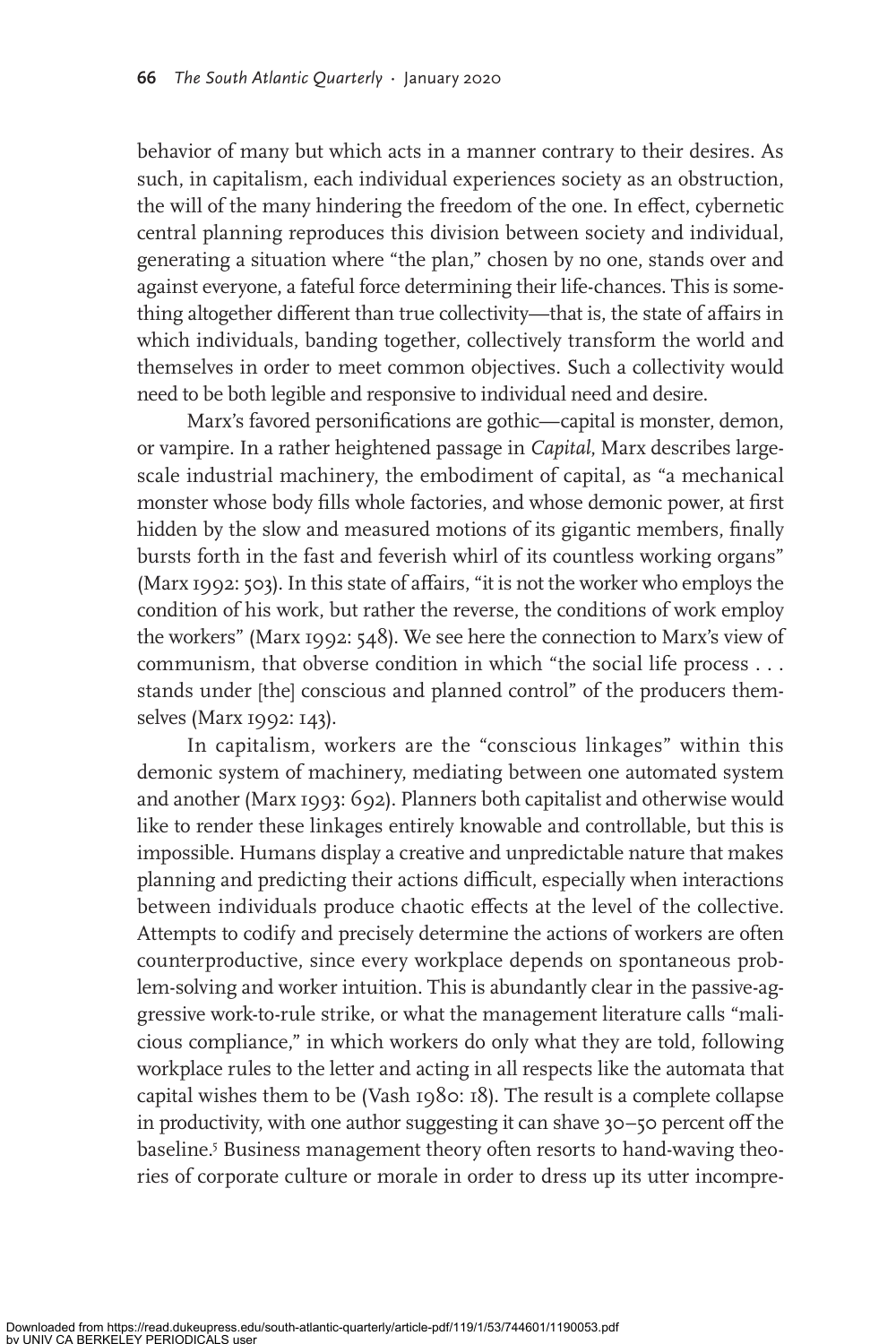behavior of many but which acts in a manner contrary to their desires. As such, in capitalism, each individual experiences society as an obstruction, the will of the many hindering the freedom of the one. In effect, cybernetic central planning reproduces this division between society and individual, generating a situation where "the plan," chosen by no one, stands over and against everyone, a fateful force determining their life-chances. This is something altogether different than true collectivity—that is, the state of affairs in which individuals, banding together, collectively transform the world and themselves in order to meet common objectives. Such a collectivity would need to be both legible and responsive to individual need and desire.

Marx's favored personifications are gothic—capital is monster, demon, or vampire. In a rather heightened passage in *Capital*, Marx describes large-scale industrial machinery, the embodiment of capital, as "a mechanical monster whose body fills whole factories, and whose demonic power, at first hidden by the slow and measured motions of its gigantic members, finally bursts forth in the fast and feverish whirl of its countless working organs" (Marx 1992: 503). In this state of affairs, "it is not the worker who employs the condition of his work, but rather the reverse, the conditions of work employ the workers" (Marx 1992: 548). We see here the connection to Marx's view of communism, that obverse condition in which "the social life process . . . stands under [the] conscious and planned control" of the producers themselves (Marx 1992: 143).

In capitalism, workers are the "conscious linkages" within this demonic system of machinery, mediating between one automated system and another (Marx 1993: 692). Planners both capitalist and otherwise would like to render these linkages entirely knowable and controllable, but this is impossible. Humans display a creative and unpredictable nature that makes planning and predicting their actions difficult, especially when interactions between individuals produce chaotic effects at the level of the collective. Attempts to codify and precisely determine the actions of workers are often counterproductive, since every workplace depends on spontaneous problem-solving and worker intuition. This is abundantly clear in the passive-aggressive work-to-rule strike, or what the management literature calls "malicious compliance," in which workers do only what they are told, following workplace rules to the letter and acting in all respects like the automata that capital wishes them to be (Vash 1980: 18). The result is a complete collapse in productivity, with one author suggesting it can shave 30–50 percent off the baseline.[5] Business management theory often resorts to hand-waving theories of corporate culture or morale in order to dress up its utter incompre-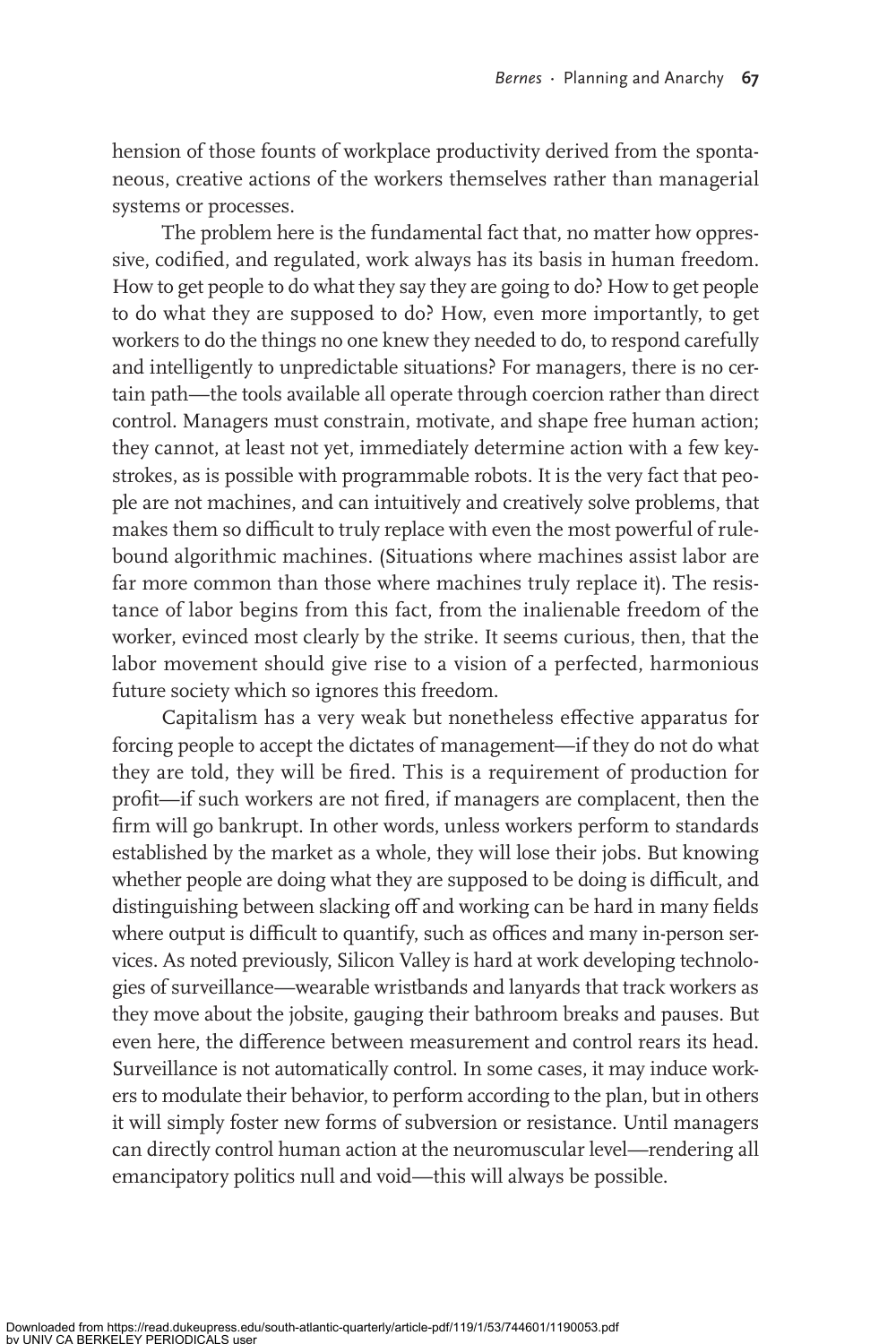hension of those founts of workplace productivity derived from the spontaneous, creative actions of the workers themselves rather than managerial systems or processes.

The problem here is the fundamental fact that, no matter how oppressive, codified, and regulated, work always has its basis in human freedom. How to get people to do what they say they are going to do? How to get people to do what they are supposed to do? How, even more importantly, to get workers to do the things no one knew they needed to do, to respond carefully and intelligently to unpredictable situations? For managers, there is no certain path—the tools available all operate through coercion rather than direct control. Managers must constrain, motivate, and shape free human action; they cannot, at least not yet, immediately determine action with a few keystrokes, as is possible with programmable robots. It is the very fact that people are not machines, and can intuitively and creatively solve problems, that makes them so difficult to truly replace with even the most powerful of rule-bound algorithmic machines. (Situations where machines assist labor are far more common than those where machines truly replace it). The resistance of labor begins from this fact, from the inalienable freedom of the worker, evinced most clearly by the strike. It seems curious, then, that the labor movement should give rise to a vision of a perfected, harmonious future society which so ignores this freedom.

Capitalism has a very weak but nonetheless effective apparatus for forcing people to accept the dictates of management—if they do not do what they are told, they will be fired. This is a requirement of production for profit—if such workers are not fired, if managers are complacent, then the firm will go bankrupt. In other words, unless workers perform to standards established by the market as a whole, they will lose their jobs. But knowing whether people are doing what they are supposed to be doing is difficult, and distinguishing between slacking off and working can be hard in many fields where output is difficult to quantify, such as offices and many in-person services. As noted previously, Silicon Valley is hard at work developing technologies of surveillance—wearable wristbands and lanyards that track workers as they move about the jobsite, gauging their bathroom breaks and pauses. But even here, the difference between measurement and control rears its head. Surveillance is not automatically control. In some cases, it may induce workers to modulate their behavior, to perform according to the plan, but in others it will simply foster new forms of subversion or resistance. Until managers can directly control human action at the neuromuscular level—rendering all emancipatory politics null and void—this will always be possible.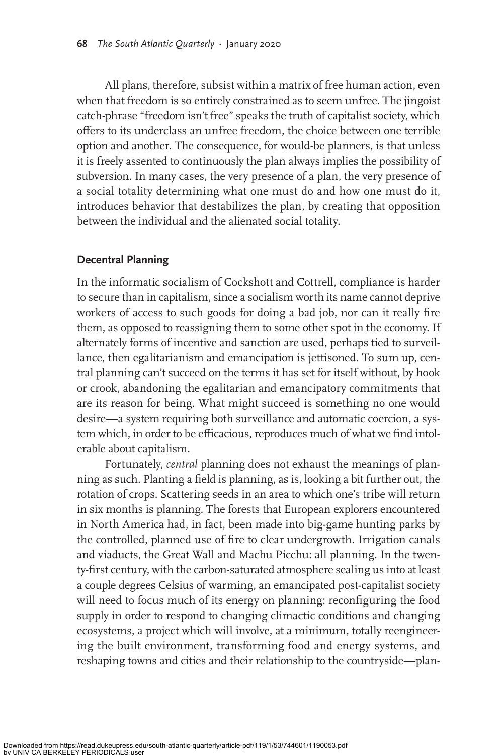All plans, therefore, subsist within a matrix of free human action, even when that freedom is so entirely constrained as to seem unfree. The jingoist catch-phrase "freedom isn't free" speaks the truth of capitalist society, which offers to its underclass an unfree freedom, the choice between one terrible option and another. The consequence, for would-be planners, is that unless it is freely assented to continuously the plan always implies the possibility of subversion. In many cases, the very presence of a plan, the very presence of a social totality determining what one must do and how one must do it, introduces behavior that destabilizes the plan, by creating that opposition between the individual and the alienated social totality.

## Decentral Planning

In the informatic socialism of Cockshott and Cottrell, compliance is harder to secure than in capitalism, since a socialism worth its name cannot deprive workers of access to such goods for doing a bad job, nor can it really fire them, as opposed to reassigning them to some other spot in the economy. If alternately forms of incentive and sanction are used, perhaps tied to surveillance, then egalitarianism and emancipation is jettisoned. To sum up, central planning can't succeed on the terms it has set for itself without, by hook or crook, abandoning the egalitarian and emancipatory commitments that are its reason for being. What might succeed is something no one would desire—a system requiring both surveillance and automatic coercion, a system which, in order to be efficacious, reproduces much of what we find intolerable about capitalism.

Fortunately, *central* planning does not exhaust the meanings of planning as such. Planting a field is planning, as is, looking a bit further out, the rotation of crops. Scattering seeds in an area to which one's tribe will return in six months is planning. The forests that European explorers encountered in North America had, in fact, been made into big-game hunting parks by the controlled, planned use of fire to clear undergrowth. Irrigation canals and viaducts, the Great Wall and Machu Picchu: all planning. In the twenty-first century, with the carbon-saturated atmosphere sealing us into at least a couple degrees Celsius of warming, an emancipated post-capitalist society will need to focus much of its energy on planning: reconfiguring the food supply in order to respond to changing climactic conditions and changing ecosystems, a project which will involve, at a minimum, totally reengineering the built environment, transforming food and energy systems, and reshaping towns and cities and their relationship to the countryside—plan-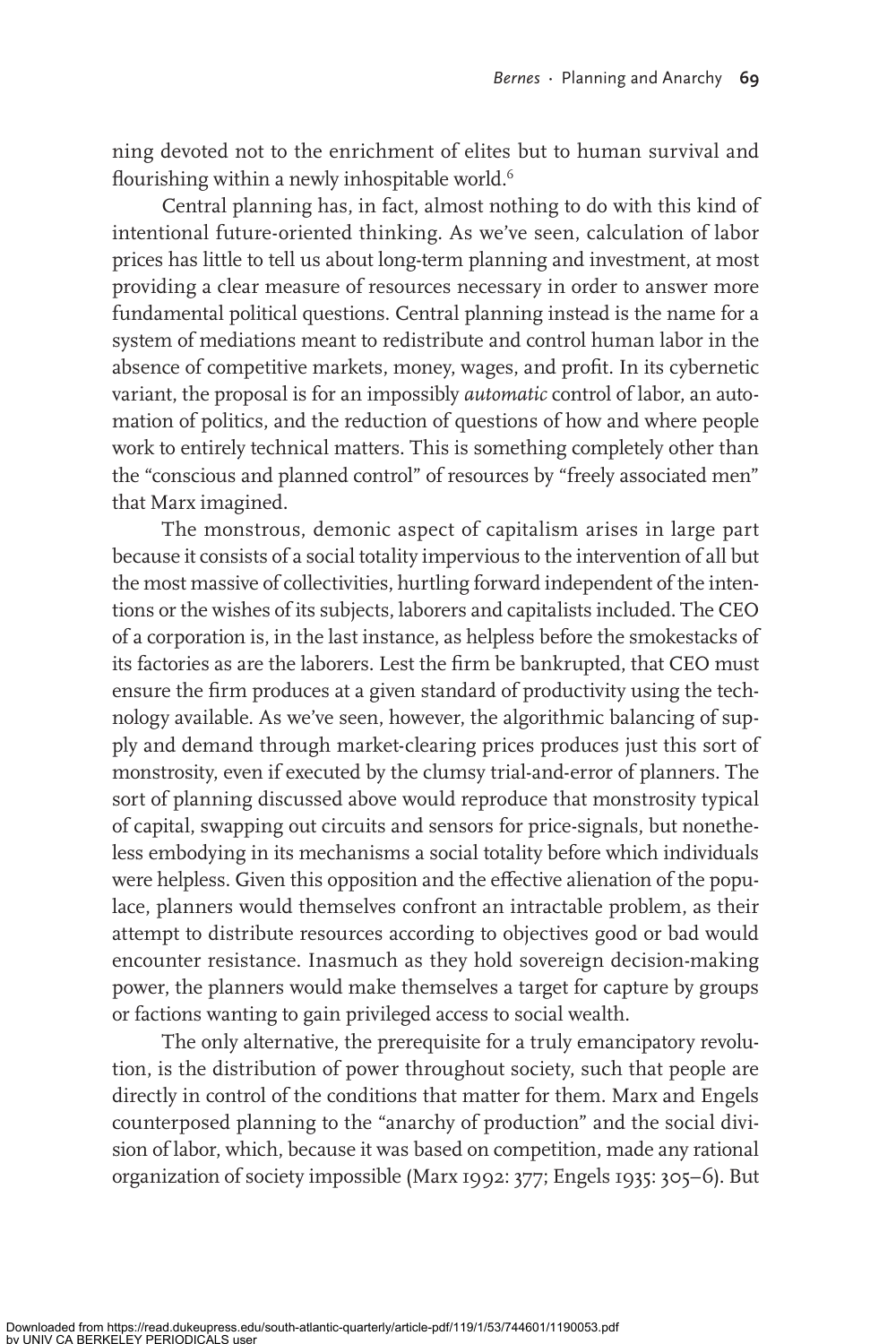ning devoted not to the enrichment of elites but to human survival and flourishing within a newly inhospitable world.[6]

Central planning has, in fact, almost nothing to do with this kind of intentional future-oriented thinking. As we've seen, calculation of labor prices has little to tell us about long-term planning and investment, at most providing a clear measure of resources necessary in order to answer more fundamental political questions. Central planning instead is the name for a system of mediations meant to redistribute and control human labor in the absence of competitive markets, money, wages, and profit. In its cybernetic variant, the proposal is for an impossibly *automatic* control of labor, an automation of politics, and the reduction of questions of how and where people work to entirely technical matters. This is something completely other than the "conscious and planned control" of resources by "freely associated men" that Marx imagined.

The monstrous, demonic aspect of capitalism arises in large part because it consists of a social totality impervious to the intervention of all but the most massive of collectivities, hurtling forward independent of the intentions or the wishes of its subjects, laborers and capitalists included. The CEO of a corporation is, in the last instance, as helpless before the smokestacks of its factories as are the laborers. Lest the firm be bankrupted, that CEO must ensure the firm produces at a given standard of productivity using the technology available. As we've seen, however, the algorithmic balancing of supply and demand through market-clearing prices produces just this sort of monstrosity, even if executed by the clumsy trial-and-error of planners. The sort of planning discussed above would reproduce that monstrosity typical of capital, swapping out circuits and sensors for price-signals, but nonetheless embodying in its mechanisms a social totality before which individuals were helpless. Given this opposition and the effective alienation of the populace, planners would themselves confront an intractable problem, as their attempt to distribute resources according to objectives good or bad would encounter resistance. Inasmuch as they hold sovereign decision-making power, the planners would make themselves a target for capture by groups or factions wanting to gain privileged access to social wealth.

The only alternative, the prerequisite for a truly emancipatory revolution, is the distribution of power throughout society, such that people are directly in control of the conditions that matter for them. Marx and Engels counterposed planning to the "anarchy of production" and the social division of labor, which, because it was based on competition, made any rational organization of society impossible (Marx 1992: 377; Engels 1935: 305–6). But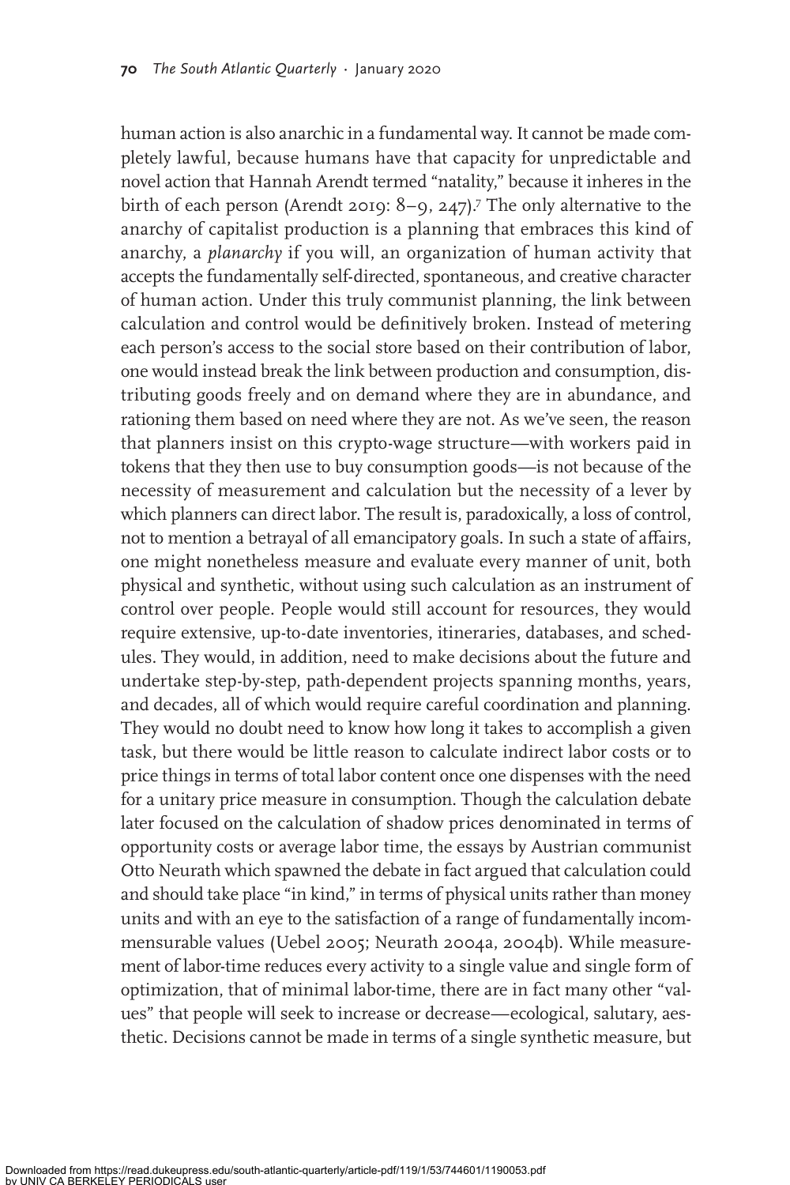human action is also anarchic in a fundamental way. It cannot be made completely lawful, because humans have that capacity for unpredictable and novel action that Hannah Arendt termed "natality," because it inheres in the birth of each person (Arendt 2019: 8–9, 247).[7] The only alternative to the anarchy of capitalist production is a planning that embraces this kind of anarchy, a *planarchy* if you will, an organization of human activity that accepts the fundamentally self-directed, spontaneous, and creative character of human action. Under this truly communist planning, the link between calculation and control would be definitively broken. Instead of metering each person's access to the social store based on their contribution of labor, one would instead break the link between production and consumption, distributing goods freely and on demand where they are in abundance, and rationing them based on need where they are not. As we've seen, the reason that planners insist on this crypto-wage structure—with workers paid in tokens that they then use to buy consumption goods—is not because of the necessity of measurement and calculation but the necessity of a lever by which planners can direct labor. The result is, paradoxically, a loss of control, not to mention a betrayal of all emancipatory goals. In such a state of affairs, one might nonetheless measure and evaluate every manner of unit, both physical and synthetic, without using such calculation as an instrument of control over people. People would still account for resources, they would require extensive, up-to-date inventories, itineraries, databases, and schedules. They would, in addition, need to make decisions about the future and undertake step-by-step, path-dependent projects spanning months, years, and decades, all of which would require careful coordination and planning. They would no doubt need to know how long it takes to accomplish a given task, but there would be little reason to calculate indirect labor costs or to price things in terms of total labor content once one dispenses with the need for a unitary price measure in consumption. Though the calculation debate later focused on the calculation of shadow prices denominated in terms of opportunity costs or average labor time, the essays by Austrian communist Otto Neurath which spawned the debate in fact argued that calculation could and should take place "in kind," in terms of physical units rather than money units and with an eye to the satisfaction of a range of fundamentally incommensurable values (Uebel 2005; Neurath 2004a, 2004b). While measurement of labor-time reduces every activity to a single value and single form of optimization, that of minimal labor-time, there are in fact many other "values" that people will seek to increase or decrease—ecological, salutary, aesthetic. Decisions cannot be made in terms of a single synthetic measure, but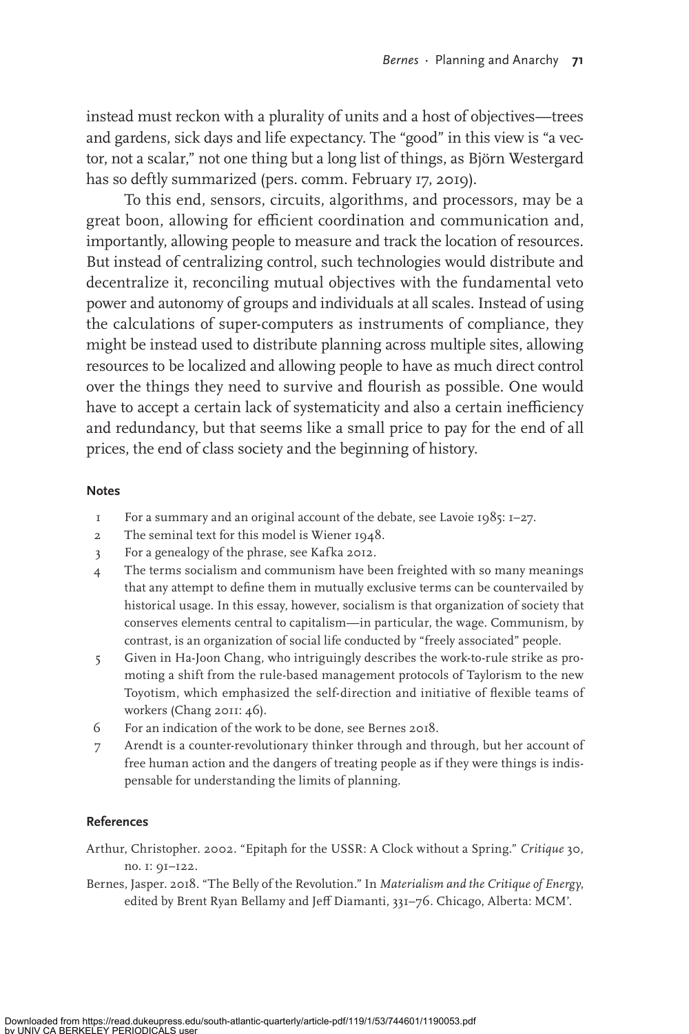instead must reckon with a plurality of units and a host of objectives—trees and gardens, sick days and life expectancy. The "good" in this view is "a vector, not a scalar," not one thing but a long list of things, as Björn Westergard has so deftly summarized (pers. comm. February 17, 2019).

To this end, sensors, circuits, algorithms, and processors, may be a great boon, allowing for efficient coordination and communication and, importantly, allowing people to measure and track the location of resources. But instead of centralizing control, such technologies would distribute and decentralize it, reconciling mutual objectives with the fundamental veto power and autonomy of groups and individuals at all scales. Instead of using the calculations of super-computers as instruments of compliance, they might be instead used to distribute planning across multiple sites, allowing resources to be localized and allowing people to have as much direct control over the things they need to survive and flourish as possible. One would have to accept a certain lack of systematicity and also a certain inefficiency and redundancy, but that seems like a small price to pay for the end of all prices, the end of class society and the beginning of history.

#### Notes

1. For a summary and an original account of the debate, see Lavoie 1985: 1–27.
2. The seminal text for this model is Wiener 1948.
3. For a genealogy of the phrase, see Kafka 2012.
4. The terms socialism and communism have been freighted with so many meanings that any attempt to define them in mutually exclusive terms can be countervailed by historical usage. In this essay, however, socialism is that organization of society that conserves elements central to capitalism—in particular, the wage. Communism, by contrast, is an organization of social life conducted by "freely associated" people.
5. Given in Ha-Joon Chang, who intriguingly describes the work-to-rule strike as promoting a shift from the rule-based management protocols of Taylorism to the new Toyotism, which emphasized the self-direction and initiative of flexible teams of workers (Chang 2011: 46).
6. For an indication of the work to be done, see Bernes 2018.
7. Arendt is a counter-revolutionary thinker through and through, but her account of free human action and the dangers of treating people as if they were things is indispensable for understanding the limits of planning.

#### References

Arthur, Christopher. 2002. "Epitaph for the USSR: A Clock without a Spring." *Critique* 30, no. 1: 91–122.

Bernes, Jasper. 2018. "The Belly of the Revolution." In *Materialism and the Critique of Energy*, edited by Brent Ryan Bellamy and Jeff Diamanti, 331–76. Chicago, Alberta: MCM'.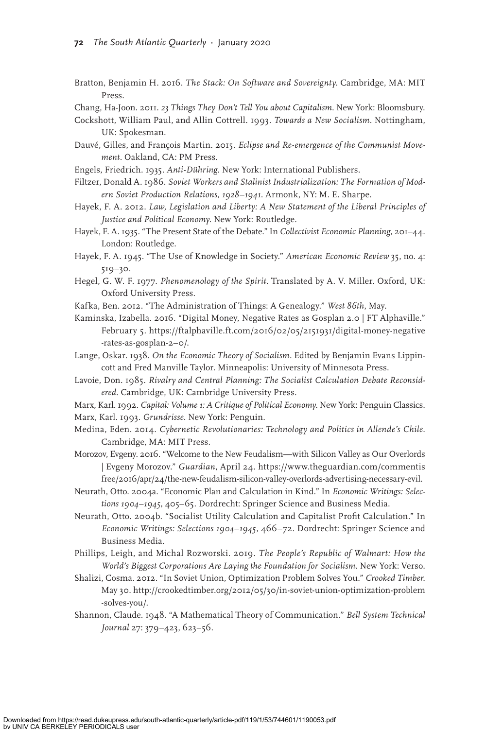Bratton, Benjamin H. 2016. *The Stack: On Software and Sovereignty*. Cambridge, MA: MIT Press.

Chang, Ha-Joon. 2011. *23 Things They Don't Tell You about Capitalism*. New York: Bloomsbury.

Cockshott, William Paul, and Allin Cottrell. 1993. *Towards a New Socialism*. Nottingham, UK: Spokesman.

Dauvé, Gilles, and François Martin. 2015. *Eclipse and Re-emergence of the Communist Movement*. Oakland, CA: PM Press.

Engels, Friedrich. 1935. *Anti-Dühring*. New York: International Publishers.

Filtzer, Donald A. 1986. *Soviet Workers and Stalinist Industrialization: The Formation of Modern Soviet Production Relations, 1928–1941*. Armonk, NY: M. E. Sharpe.

Hayek, F. A. 2012. *Law, Legislation and Liberty: A New Statement of the Liberal Principles of Justice and Political Economy*. New York: Routledge.

Hayek, F. A. 1935. "The Present State of the Debate." In *Collectivist Economic Planning*, 201–44. London: Routledge.

Hayek, F. A. 1945. "The Use of Knowledge in Society." *American Economic Review* 35, no. 4: 519–30.

Hegel, G. W. F. 1977. *Phenomenology of the Spirit*. Translated by A. V. Miller. Oxford, UK: Oxford University Press.

Kafka, Ben. 2012. "The Administration of Things: A Genealogy." *West 86th*, May.

Kaminska, Izabella. 2016. "Digital Money, Negative Rates as Gosplan 2.0 | FT Alphaville." February 5. https://ftalphaville.ft.com/2016/02/05/2151931/digital-money-negative-rates-as-gosplan-2–0/.

Lange, Oskar. 1938. *On the Economic Theory of Socialism*. Edited by Benjamin Evans Lippincott and Fred Manville Taylor. Minneapolis: University of Minnesota Press.

Lavoie, Don. 1985. *Rivalry and Central Planning: The Socialist Calculation Debate Reconsidered*. Cambridge, UK: Cambridge University Press.

Marx, Karl. 1992. *Capital: Volume 1: A Critique of Political Economy*. New York: Penguin Classics.

Marx, Karl. 1993. *Grundrisse*. New York: Penguin.

Medina, Eden. 2014. *Cybernetic Revolutionaries: Technology and Politics in Allende's Chile*. Cambridge, MA: MIT Press.

Morozov, Evgeny. 2016. "Welcome to the New Feudalism—with Silicon Valley as Our Overlords | Evgeny Morozov." *Guardian*, April 24. https://www.theguardian.com/commentisfree/2016/apr/24/the-new-feudalism-silicon-valley-overlords-advertising-necessary-evil.

Neurath, Otto. 2004a. "Economic Plan and Calculation in Kind." In *Economic Writings: Selections 1904–1945*, 405–65. Dordrecht: Springer Science and Business Media.

Neurath, Otto. 2004b. "Socialist Utility Calculation and Capitalist Profit Calculation." In *Economic Writings: Selections 1904–1945*, 466–72. Dordrecht: Springer Science and Business Media.

Phillips, Leigh, and Michal Rozworski. 2019. *The People's Republic of Walmart: How the World's Biggest Corporations Are Laying the Foundation for Socialism*. New York: Verso.

Shalizi, Cosma. 2012. "In Soviet Union, Optimization Problem Solves You." *Crooked Timber*. May 30. http://crookedtimber.org/2012/05/30/in-soviet-union-optimization-problem-solves-you/.

Shannon, Claude. 1948. "A Mathematical Theory of Communication." *Bell System Technical Journal* 27: 379–423, 623–56.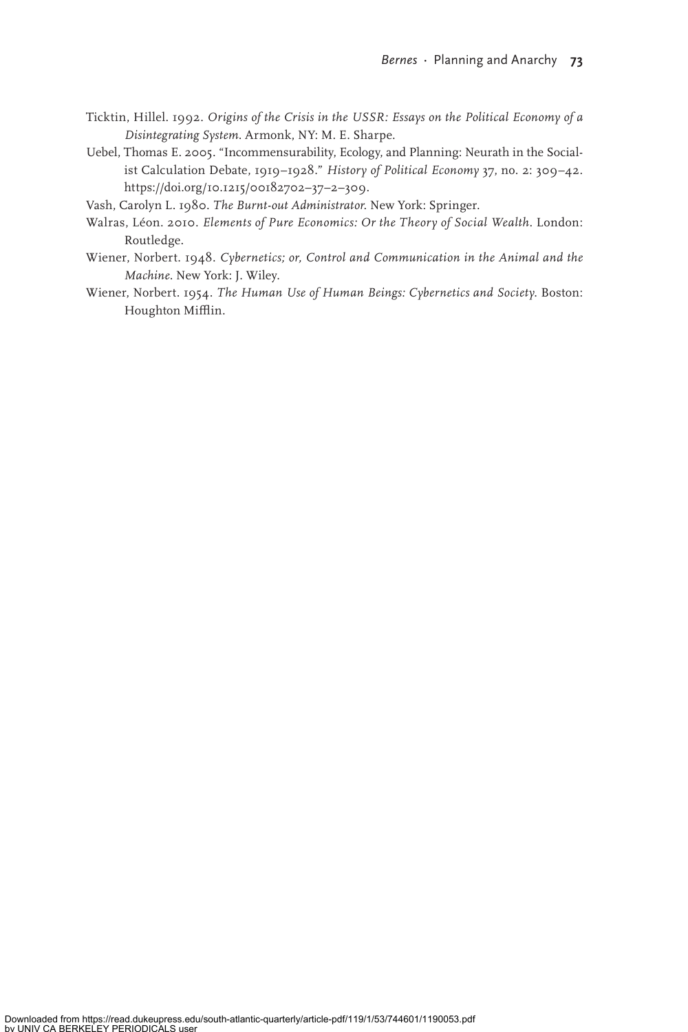Ticktin, Hillel. 1992. *Origins of the Crisis in the USSR: Essays on the Political Economy of a Disintegrating System*. Armonk, NY: M. E. Sharpe.

Uebel, Thomas E. 2005. "Incommensurability, Ecology, and Planning: Neurath in the Socialist Calculation Debate, 1919–1928." *History of Political Economy* 37, no. 2: 309–42. https://doi.org/10.1215/00182702-37-2-309.

Vash, Carolyn L. 1980. *The Burnt-out Administrator*. New York: Springer.

Walras, Léon. 2010. *Elements of Pure Economics: Or the Theory of Social Wealth*. London: Routledge.

Wiener, Norbert. 1948. *Cybernetics; or, Control and Communication in the Animal and the Machine*. New York: J. Wiley.

Wiener, Norbert. 1954. *The Human Use of Human Beings: Cybernetics and Society*. Boston: Houghton Mifflin.